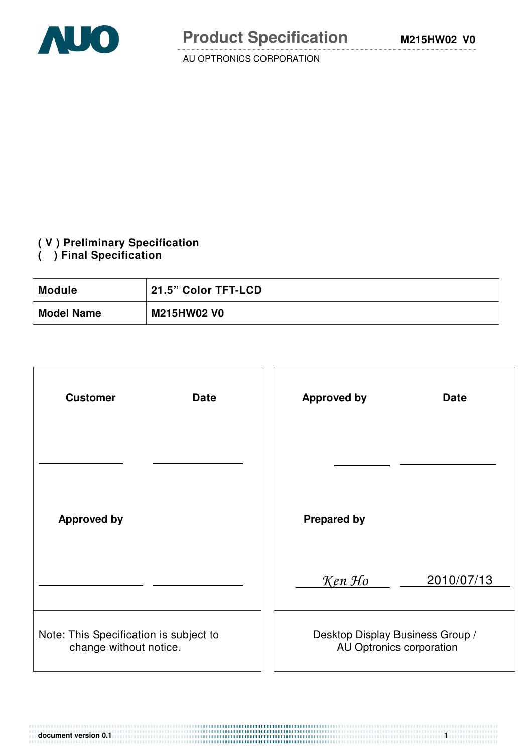# Product Specification

AU OPTRONICS CORPORATION

M215HW02 V0

**( V ) Preliminary Specification**
**( ) Final Specification**

| | |
|---|---|
| **Module** | **21.5" Color TFT-LCD** |
| **Model Name** | **M215HW02 V0** |

| | | | |
|---|---|---|---|
| **Customer** | **Date** | **Approved by** | **Date** |
| | | | |
| **Approved by** | | **Prepared by** | |
| | | *Ken Ho* | 2010/07/13 |
| Note: This Specification is subject to change without notice. | | Desktop Display Business Group / AU Optronics corporation | |

document version 0.1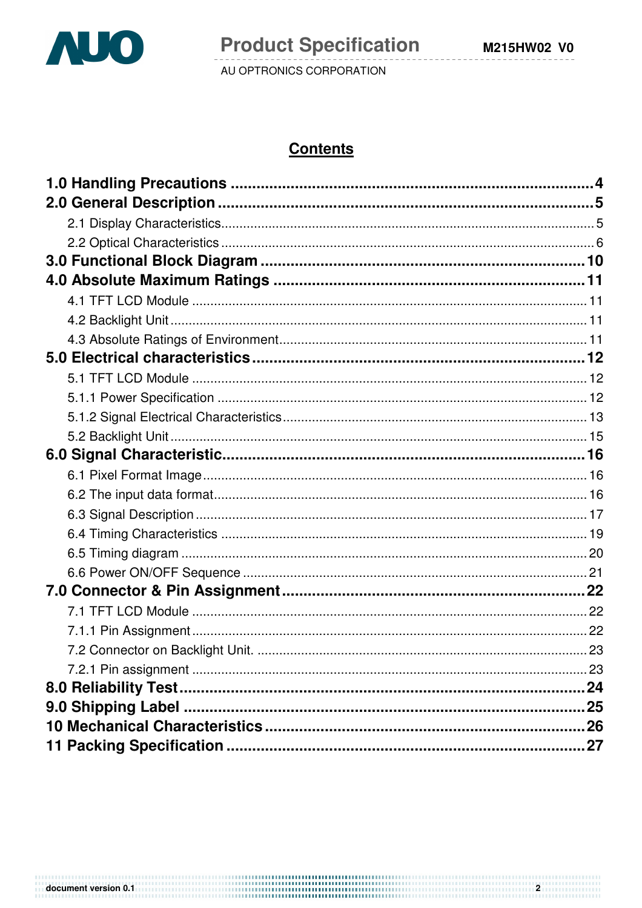# Contents

**1.0 Handling Precautions .................................................................................. 4**

**2.0 General Description ..................................................................................... 5**

2.1 Display Characteristics............................................................................................ 5

2.2 Optical Characteristics ............................................................................................ 6

**3.0 Functional Block Diagram ........................................................................... 10**

**4.0 Absolute Maximum Ratings ........................................................................ 11**

4.1 TFT LCD Module ................................................................................................... 11

4.2 Backlight Unit ......................................................................................................... 11

4.3 Absolute Ratings of Environment........................................................................... 11

**5.0 Electrical characteristics ............................................................................ 12**

5.1 TFT LCD Module ................................................................................................... 12

5.1.1 Power Specification ............................................................................................. 12

5.1.2 Signal Electrical Characteristics........................................................................... 13

5.2 Backlight Unit ......................................................................................................... 15

**6.0 Signal Characteristic.................................................................................... 16**

6.1 Pixel Format Image................................................................................................. 16

6.2 The input data format.............................................................................................. 16

6.3 Signal Description ................................................................................................... 17

6.4 Timing Characteristics ............................................................................................ 19

6.5 Timing diagram ...................................................................................................... 20

6.6 Power ON/OFF Sequence ...................................................................................... 21

**7.0 Connector & Pin Assignment ...................................................................... 22**

7.1 TFT LCD Module .................................................................................................... 22

7.1.1 Pin Assignment ..................................................................................................... 22

7.2 Connector on Backlight Unit. ................................................................................... 23

7.2.1 Pin assignment ..................................................................................................... 23

**8.0 Reliability Test ............................................................................................... 24**

**9.0 Shipping Label .............................................................................................. 25**

**10 Mechanical Characteristics .......................................................................... 26**

**11 Packing Specification .................................................................................... 27**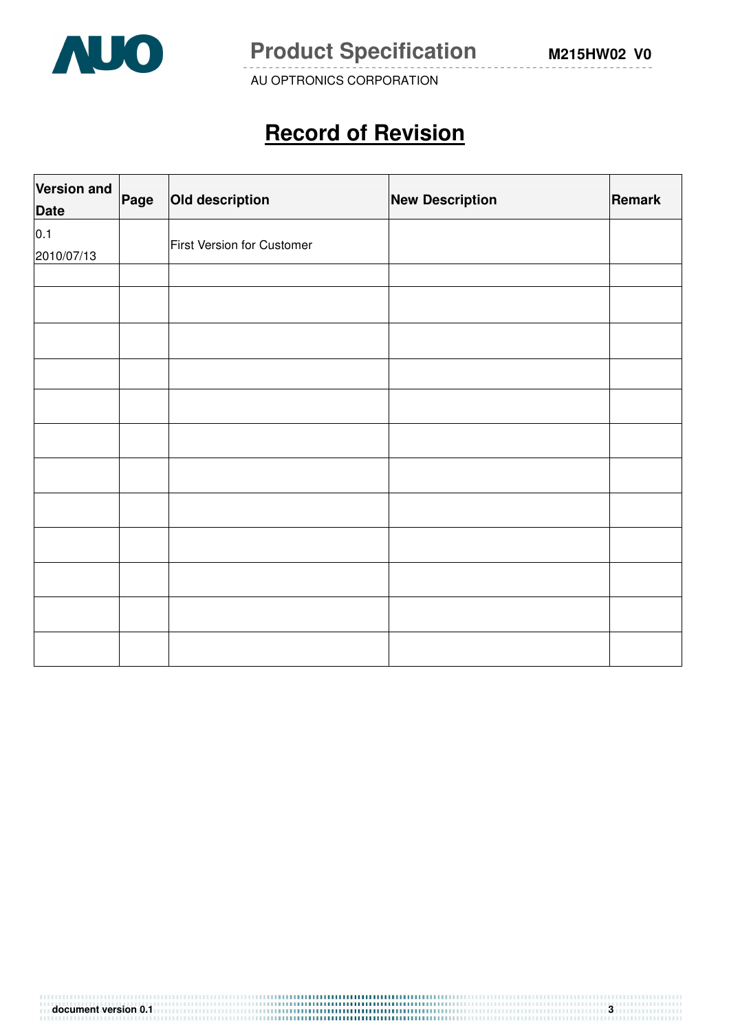# Record of Revision

| Version and Date | Page | Old description | New Description | Remark |
|---|---|---|---|---|
| 0.1 2010/07/13 | | First Version for Customer | | |
| | | | | |
| | | | | |
| | | | | |
| | | | | |
| | | | | |
| | | | | |
| | | | | |
| | | | | |
| | | | | |
| | | | | |
| | | | | |
| | | | | |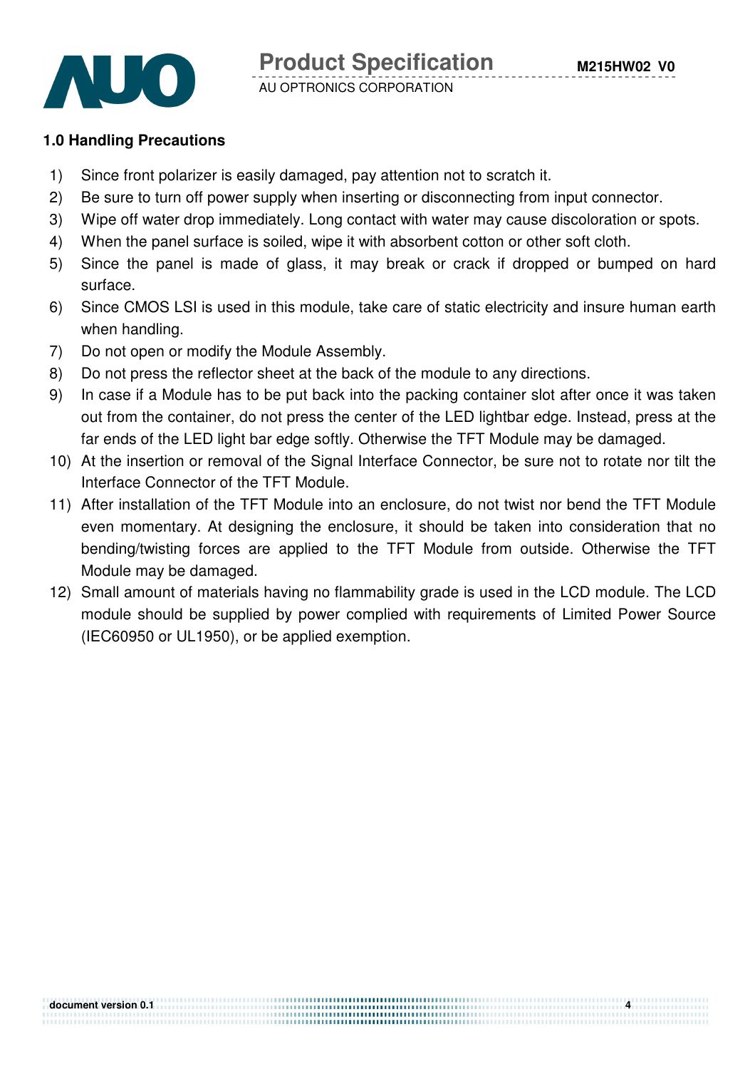## 1.0 Handling Precautions

1) Since front polarizer is easily damaged, pay attention not to scratch it.
2) Be sure to turn off power supply when inserting or disconnecting from input connector.
3) Wipe off water drop immediately. Long contact with water may cause discoloration or spots.
4) When the panel surface is soiled, wipe it with absorbent cotton or other soft cloth.
5) Since the panel is made of glass, it may break or crack if dropped or bumped on hard surface.
6) Since CMOS LSI is used in this module, take care of static electricity and insure human earth when handling.
7) Do not open or modify the Module Assembly.
8) Do not press the reflector sheet at the back of the module to any directions.
9) In case if a Module has to be put back into the packing container slot after once it was taken out from the container, do not press the center of the LED lightbar edge. Instead, press at the far ends of the LED light bar edge softly. Otherwise the TFT Module may be damaged.
10) At the insertion or removal of the Signal Interface Connector, be sure not to rotate nor tilt the Interface Connector of the TFT Module.
11) After installation of the TFT Module into an enclosure, do not twist nor bend the TFT Module even momentary. At designing the enclosure, it should be taken into consideration that no bending/twisting forces are applied to the TFT Module from outside. Otherwise the TFT Module may be damaged.
12) Small amount of materials having no flammability grade is used in the LCD module. The LCD module should be supplied by power complied with requirements of Limited Power Source (IEC60950 or UL1950), or be applied exemption.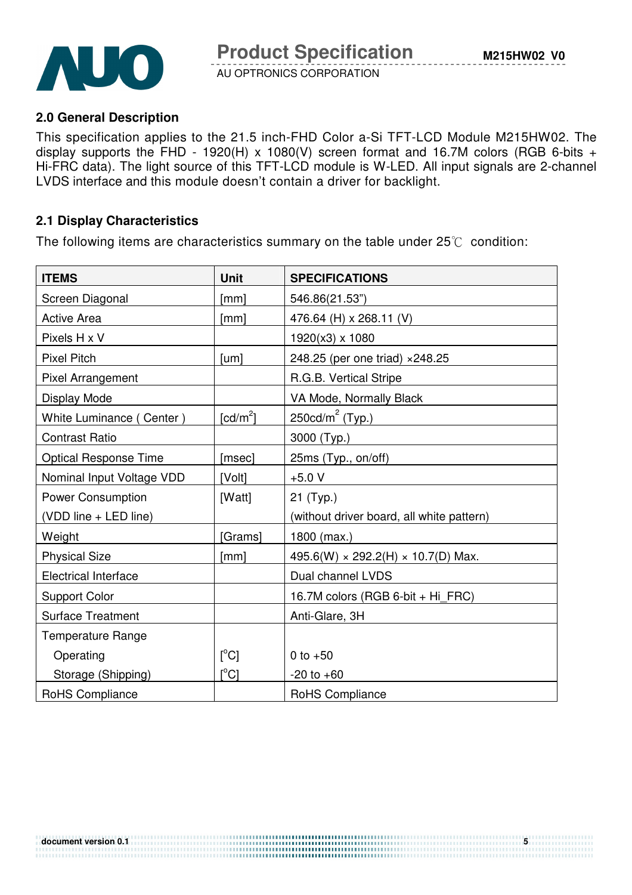## 2.0 General Description

This specification applies to the 21.5 inch-FHD Color a-Si TFT-LCD Module M215HW02. The display supports the FHD - 1920(H) x 1080(V) screen format and 16.7M colors (RGB 6-bits + Hi-FRC data). The light source of this TFT-LCD module is W-LED. All input signals are 2-channel LVDS interface and this module doesn't contain a driver for backlight.

## 2.1 Display Characteristics

The following items are characteristics summary on the table under 25℃ condition:

| ITEMS | Unit | SPECIFICATIONS |
|---|---|---|
| Screen Diagonal | [mm] | 546.86(21.53") |
| Active Area | [mm] | 476.64 (H) x 268.11 (V) |
| Pixels H x V | | 1920(x3) x 1080 |
| Pixel Pitch | [um] | 248.25 (per one triad) ×248.25 |
| Pixel Arrangement | | R.G.B. Vertical Stripe |
| Display Mode | | VA Mode, Normally Black |
| White Luminance ( Center ) | [cd/m$^2$] | 250cd/m$^2$ (Typ.) |
| Contrast Ratio | | 3000 (Typ.) |
| Optical Response Time | [msec] | 25ms (Typ., on/off) |
| Nominal Input Voltage VDD | [Volt] | +5.0 V |
| Power Consumption (VDD line + LED line) | [Watt] | 21 (Typ.) (without driver board, all white pattern) |
| Weight | [Grams] | 1800 (max.) |
| Physical Size | [mm] | 495.6(W) × 292.2(H) × 10.7(D) Max. |
| Electrical Interface | | Dual channel LVDS |
| Support Color | | 16.7M colors (RGB 6-bit + Hi_FRC) |
| Surface Treatment | | Anti-Glare, 3H |
| Temperature Range | | |
| Operating | [$^o$C] | 0 to +50 |
| Storage (Shipping) | [$^o$C] | -20 to +60 |
| RoHS Compliance | | RoHS Compliance |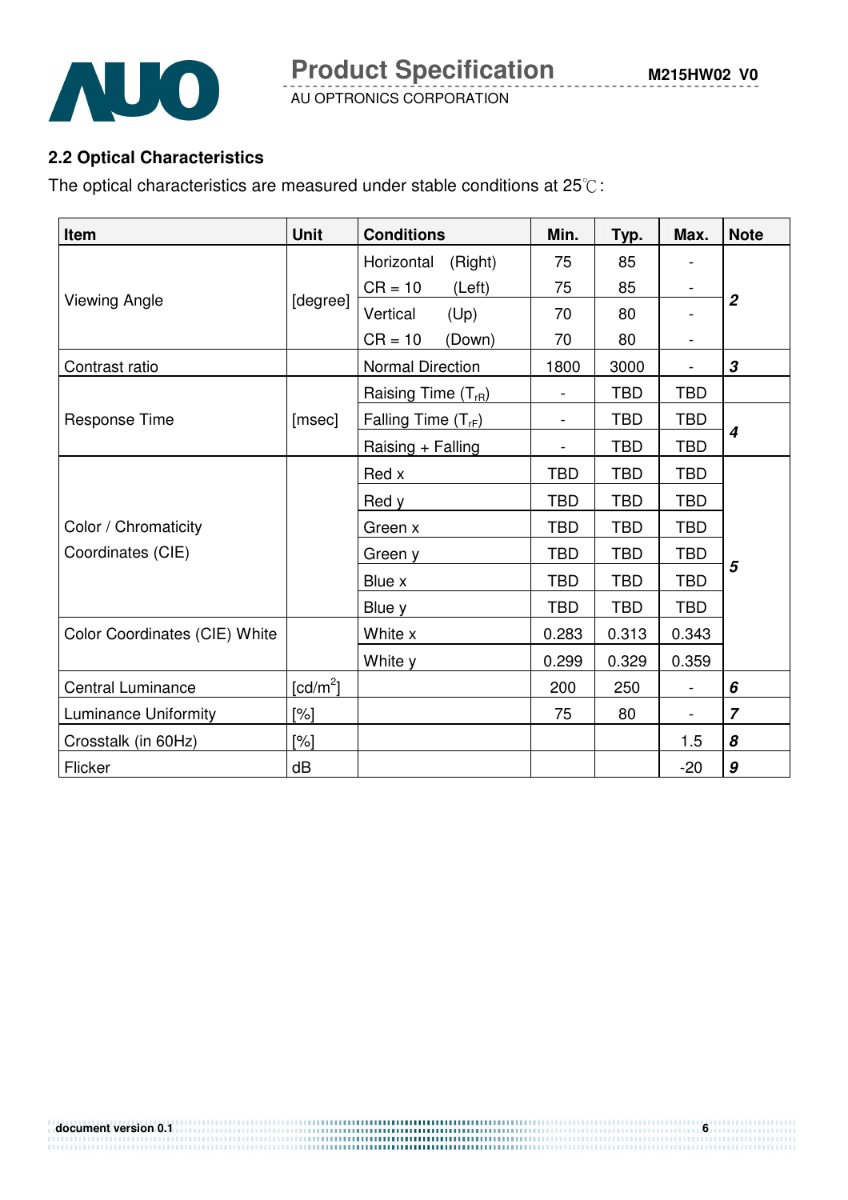## 2.2 Optical Characteristics

The optical characteristics are measured under stable conditions at 25℃:

| Item | Unit | Conditions | Min. | Typ. | Max. | Note |
|---|---|---|---|---|---|---|
| Viewing Angle | [degree] | Horizontal (Right) CR = 10 | 75 | 85 | - | ***2*** |
| | | (Left) | 75 | 85 | - | |
| | | Vertical (Up) CR = 10 | 70 | 80 | - | |
| | | (Down) | 70 | 80 | - | |
| Contrast ratio | | Normal Direction | 1800 | 3000 | - | ***3*** |
| Response Time | [msec] | Raising Time ($T_{rR}$) | - | TBD | TBD | ***4*** |
| | | Falling Time ($T_{rF}$) | - | TBD | TBD | |
| | | Raising + Falling | - | TBD | TBD | |
| Color / Chromaticity Coordinates (CIE) | | Red x | TBD | TBD | TBD | ***5*** |
| | | Red y | TBD | TBD | TBD | |
| | | Green x | TBD | TBD | TBD | |
| | | Green y | TBD | TBD | TBD | |
| | | Blue x | TBD | TBD | TBD | |
| | | Blue y | TBD | TBD | TBD | |
| Color Coordinates (CIE) White | | White x | 0.283 | 0.313 | 0.343 | |
| | | White y | 0.299 | 0.329 | 0.359 | |
| Central Luminance | [cd/m$^2$] | | 200 | 250 | - | ***6*** |
| Luminance Uniformity | [%] | | 75 | 80 | - | ***7*** |
| Crosstalk (in 60Hz) | [%] | | | | 1.5 | ***8*** |
| Flicker | dB | | | | -20 | ***9*** |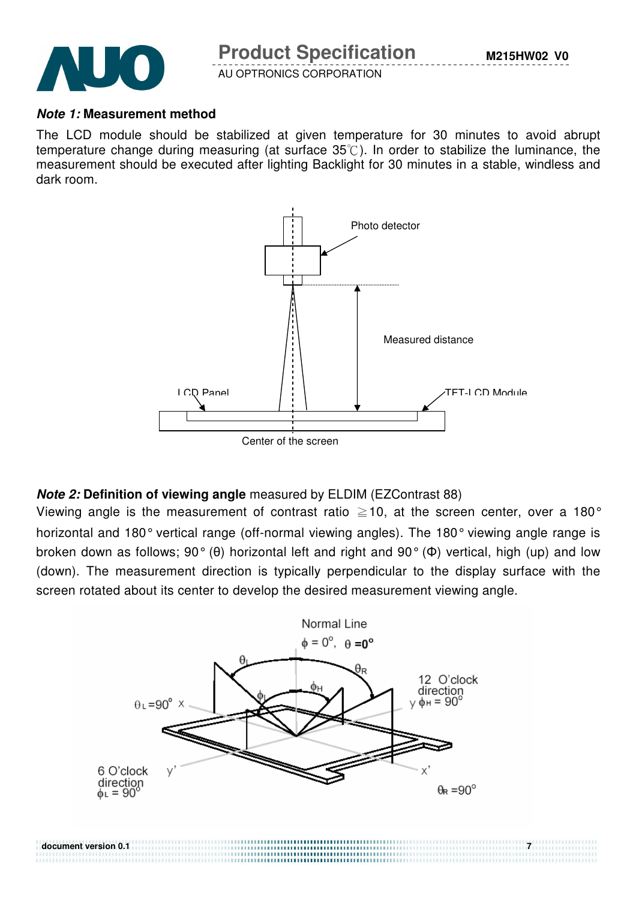***Note 1:*** **Measurement method**

The LCD module should be stabilized at given temperature for 30 minutes to avoid abrupt temperature change during measuring (at surface 35℃). In order to stabilize the luminance, the measurement should be executed after lighting Backlight for 30 minutes in a stable, windless and dark room.

Photo detector

Measured distance

LCD Panel

TFT-LCD Module

Center of the screen

***Note 2:*** **Definition of viewing angle** measured by ELDIM (EZContrast 88)

Viewing angle is the measurement of contrast ratio ≧10, at the screen center, over a 180° horizontal and 180° vertical range (off-normal viewing angles). The 180° viewing angle range is broken down as follows; 90° (θ) horizontal left and right and 90° (Φ) vertical, high (up) and low (down). The measurement direction is typically perpendicular to the display surface with the screen rotated about its center to develop the desired measurement viewing angle.

Normal Line

$\phi = 0^o$, $\theta = 0^o$

$\theta_L$

$\theta_R$

$\phi_H$

$\phi_L$

$\theta_L = 90^o$ x

12 O'clock direction

y $\phi_H = 90^o$

6 O'clock direction

$\phi_L = 90^o$

y'

x'

$\theta_R = 90^o$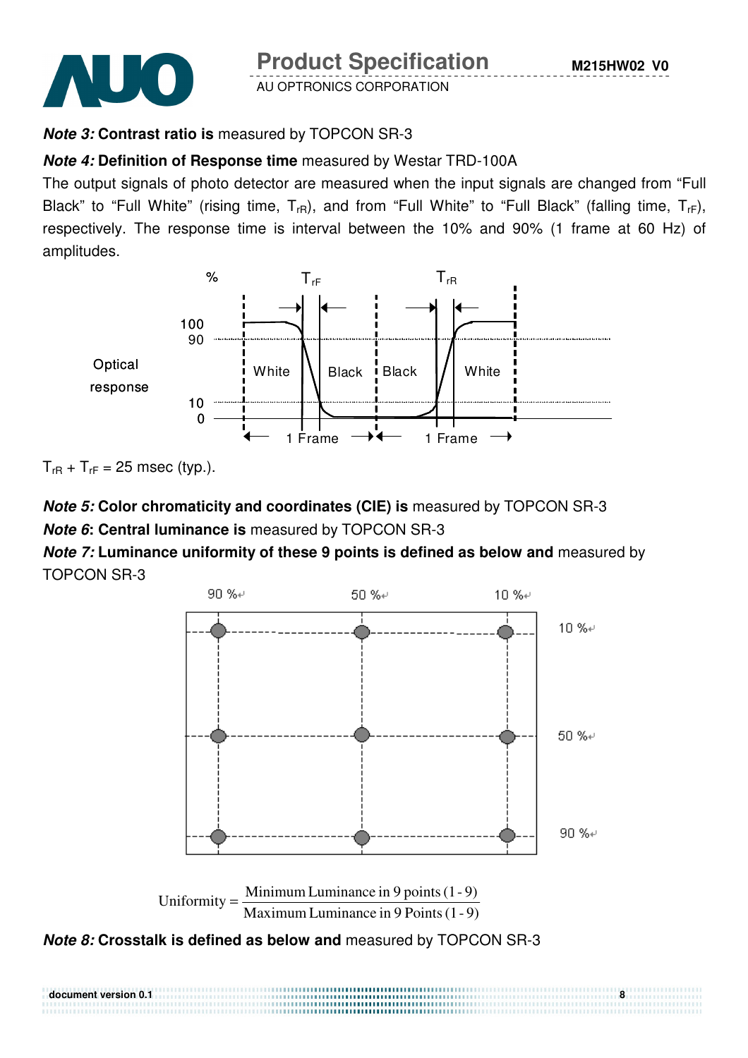***Note 3:*** **Contrast ratio is** measured by TOPCON SR-3

***Note 4:*** **Definition of Response time** measured by Westar TRD-100A

The output signals of photo detector are measured when the input signals are changed from "Full Black" to "Full White" (rising time, $T_{rR}$), and from "Full White" to "Full Black" (falling time, $T_{rF}$), respectively. The response time is interval between the 10% and 90% (1 frame at 60 Hz) of amplitudes.

%

$T_{rF}$

$T_{rR}$

100

90

10

0

Optical response

White

Black

Black

White

1 Frame

1 Frame

$T_{rR} + T_{rF}$ = 25 msec (typ.).

***Note 5:*** **Color chromaticity and coordinates (CIE) is** measured by TOPCON SR-3

***Note 6*****: Central luminance is** measured by TOPCON SR-3

***Note 7:*** **Luminance uniformity of these 9 points is defined as below and** measured by TOPCON SR-3

90 %

50 %

10 %

10 %

50 %

90 %

$$\text{Uniformity} = \frac{\text{Minimum Luminance in 9 points (1 - 9)}}{\text{Maximum Luminance in 9 Points (1 - 9)}}$$

***Note 8:*** **Crosstalk is defined as below and** measured by TOPCON SR-3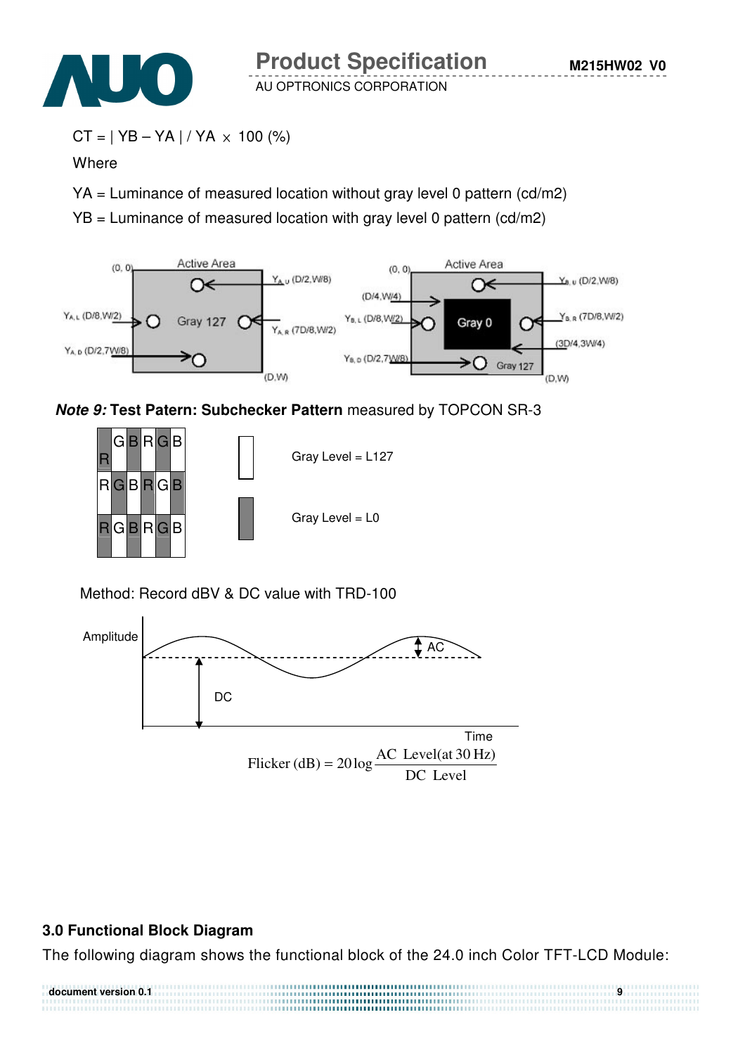$$CT = | YB - YA | / YA \times 100\ (\%)$$

Where

YA = Luminance of measured location without gray level 0 pattern (cd/m2)

YB = Luminance of measured location with gray level 0 pattern (cd/m2)

(0, 0)
Active Area
$Y_{A,U}$ (D/2,W/8)
$Y_{A,L}$ (D/8,W/2)
Gray 127
$Y_{A,R}$ (7D/8,W/2)
$Y_{A,D}$ (D/2,7W/8)
(D,W)

(0, 0)
Active Area
$Y_{B,U}$ (D/2,W/8)
(D/4,W/4)
$Y_{B,L}$ (D/8,W/2)
Gray 0
$Y_{B,R}$ (7D/8,W/2)
(3D/4,3W/4)
$Y_{B,D}$ (D/2,7W/8)
Gray 127
(D,W)

***Note 9:*** **Test Patern: Subchecker Pattern** measured by TOPCON SR-3

R G B R G B
R G B R G B
R G B R G B

Gray Level = L127

Gray Level = L0

Method: Record dBV & DC value with TRD-100

Amplitude
AC
DC
Time

$$\text{Flicker (dB)} = 20\log\frac{\text{AC Level(at 30 Hz)}}{\text{DC Level}}$$

### 3.0 Functional Block Diagram

The following diagram shows the functional block of the 24.0 inch Color TFT-LCD Module: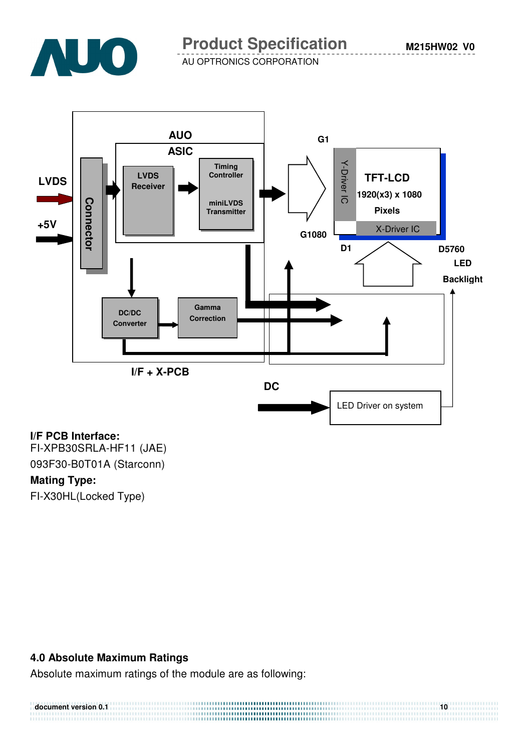AUO

ASIC

LVDS

+5V

Connector

LVDS Receiver

Timing Controller

miniLVDS Transmitter

G1

G1080

Y-Driver IC

TFT-LCD

1920(x3) x 1080

Pixels

X-Driver IC

D1

D5760

LED

Backlight

DC/DC Converter

Gamma Correction

I/F + X-PCB

DC

LED Driver on system

**I/F PCB Interface:**

FI-XPB30SRLA-HF11 (JAE)

093F30-B0T01A (Starconn)

**Mating Type:**

FI-X30HL(Locked Type)

## 4.0 Absolute Maximum Ratings

Absolute maximum ratings of the module are as following: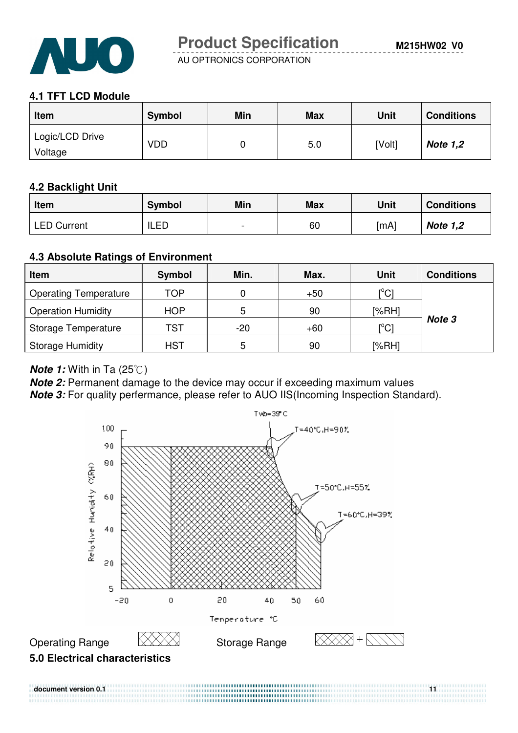### 4.1 TFT LCD Module

| Item | Symbol | Min | Max | Unit | Conditions |
|---|---|---|---|---|---|
| Logic/LCD Drive Voltage | VDD | 0 | 5.0 | [Volt] | ***Note 1,2*** |

### 4.2 Backlight Unit

| Item | Symbol | Min | Max | Unit | Conditions |
|---|---|---|---|---|---|
| LED Current | ILED | - | 60 | [mA] | ***Note 1,2*** |

### 4.3 Absolute Ratings of Environment

| Item | Symbol | Min. | Max. | Unit | Conditions |
|---|---|---|---|---|---|
| Operating Temperature | TOP | 0 | +50 | [°C] | ***Note 3*** |
| Operation Humidity | HOP | 5 | 90 | [%RH] | |
| Storage Temperature | TST | -20 | +60 | [°C] | |
| Storage Humidity | HST | 5 | 90 | [%RH] | |

***Note 1:*** With in Ta (25℃)
***Note 2:*** Permanent damage to the device may occur if exceeding maximum values
***Note 3:*** For quality perfermance, please refer to AUO IIS(Incoming Inspection Standard).

Twb=39°C
T=40°C,H=90%
T=50°C,H=55%
T=60°C,H=39%
Relative Humidity (%RH)
100
90
80
60
40
20
5
-20
0
20
40
50
60
Temperature °C

Operating Range

Storage Range +

### 5.0 Electrical characteristics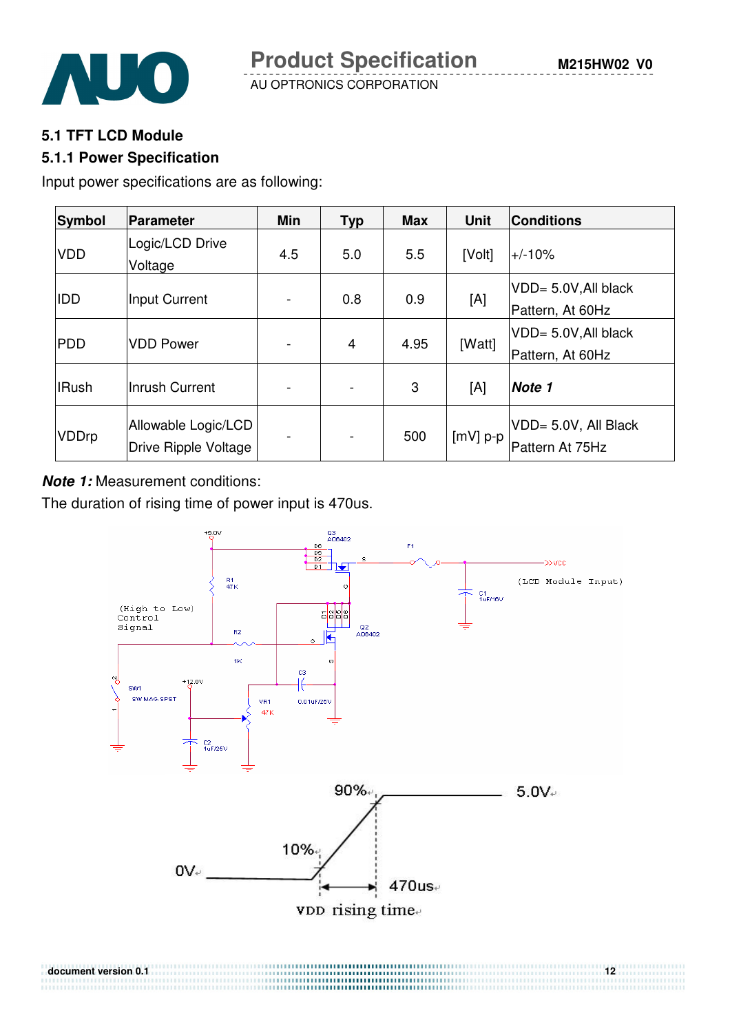### 5.1 TFT LCD Module

#### 5.1.1 Power Specification

Input power specifications are as following:

| Symbol | Parameter | Min | Typ | Max | Unit | Conditions |
|---|---|---|---|---|---|---|
| VDD | Logic/LCD Drive Voltage | 4.5 | 5.0 | 5.5 | [Volt] | +/-10% |
| IDD | Input Current | - | 0.8 | 0.9 | [A] | VDD= 5.0V,All black Pattern, At 60Hz |
| PDD | VDD Power | - | 4 | 4.95 | [Watt] | VDD= 5.0V,All black Pattern, At 60Hz |
| IRush | Inrush Current | - | - | 3 | [A] | ***Note 1*** |
| VDDrp | Allowable Logic/LCD Drive Ripple Voltage | - | - | 500 | [mV] p-p | VDD= 5.0V, All Black Pattern At 75Hz |

***Note 1:*** Measurement conditions:

The duration of rising time of power input is 470us.

+5.0V
Q3 AO6402
F1
>>VCC
(LCD Module Input)
R1 47K
C1 1uF/16V
(High to Low) Control Signal
R2 1K
Q2 AO6402
SW1 SW MAG-SPST
+12.0V
C3 0.01uF/25V
VR1 47K
C2 1uF/25V

90%
5.0V
10%
0V
470us
VDD rising time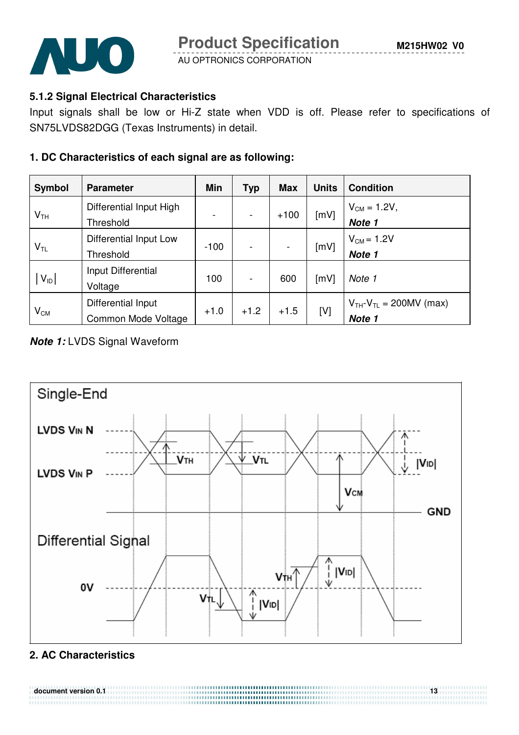### 5.1.2 Signal Electrical Characteristics

Input signals shall be low or Hi-Z state when VDD is off. Please refer to specifications of SN75LVDS82DGG (Texas Instruments) in detail.

#### 1. DC Characteristics of each signal are as following:

| Symbol | Parameter | Min | Typ | Max | Units | Condition |
|---|---|---|---|---|---|---|
| $V_{TH}$ | Differential Input High Threshold | - | - | +100 | [mV] | $V_{CM}$ = 1.2V, ***Note 1*** |
| $V_{TL}$ | Differential Input Low Threshold | -100 | - | - | [mV] | $V_{CM}$ = 1.2V ***Note 1*** |
| $\lvert V_{ID} \rvert$ | Input Differential Voltage | 100 | - | 600 | [mV] | *Note 1* |
| $V_{CM}$ | Differential Input Common Mode Voltage | +1.0 | +1.2 | +1.5 | [V] | $V_{TH}$-$V_{TL}$ = 200MV (max) ***Note 1*** |

***Note 1:*** LVDS Signal Waveform

Single-End

LVDS VIN N

LVDS VIN P

VTH

VTL

|VID|

VCM

GND

Differential Signal

0V

VTH

VTL

|VID|

|VID|

#### 2. AC Characteristics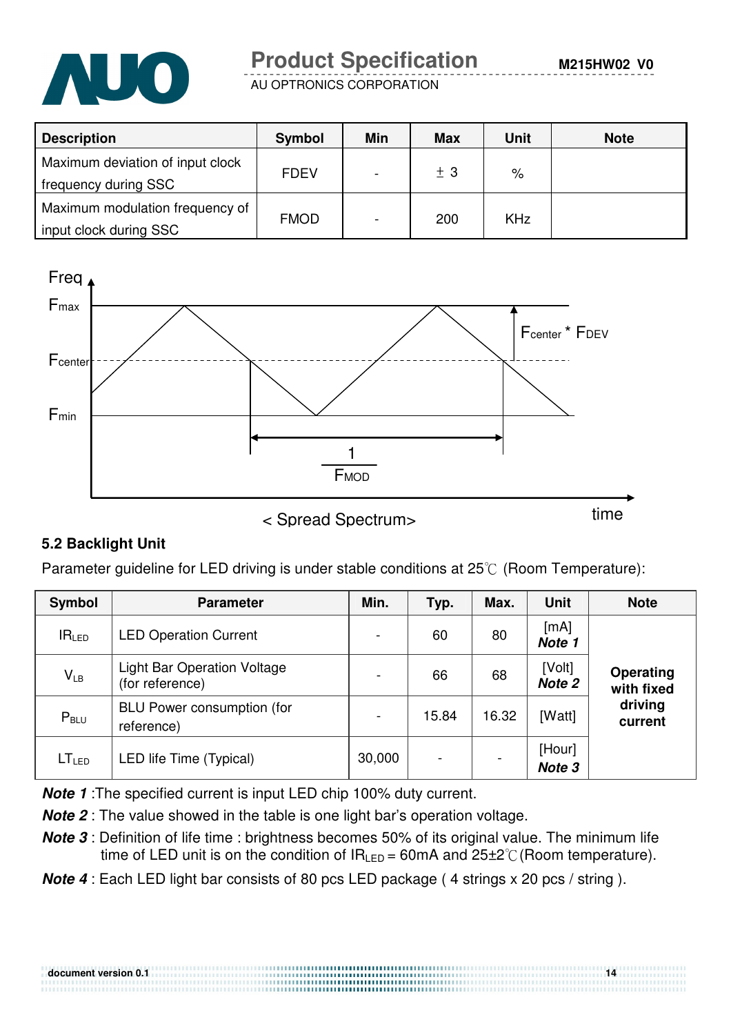| Description | Symbol | Min | Max | Unit | Note |
|---|---|---|---|---|---|
| Maximum deviation of input clock frequency during SSC | FDEV | - | ± 3 | % | |
| Maximum modulation frequency of input clock during SSC | FMOD | - | 200 | KHz | |

Freq

$F_{max}$

$F_{center}$

$F_{min}$

$F_{center}$ * $F_{DEV}$

$\frac{1}{F_{MOD}}$

time

< Spread Spectrum>

### 5.2 Backlight Unit

Parameter guideline for LED driving is under stable conditions at 25℃ (Room Temperature):

| Symbol | Parameter | Min. | Typ. | Max. | Unit | Note |
|---|---|---|---|---|---|---|
| $IR_{LED}$ | LED Operation Current | - | 60 | 80 | [mA] ***Note 1*** | **Operating with fixed driving current** |
| $V_{LB}$ | Light Bar Operation Voltage (for reference) | - | 66 | 68 | [Volt] ***Note 2*** | |
| $P_{BLU}$ | BLU Power consumption (for reference) | - | 15.84 | 16.32 | [Watt] | |
| $LT_{LED}$ | LED life Time (Typical) | 30,000 | - | - | [Hour] ***Note 3*** | |

***Note 1*** :The specified current is input LED chip 100% duty current.

***Note 2*** : The value showed in the table is one light bar's operation voltage.

***Note 3*** : Definition of life time : brightness becomes 50% of its original value. The minimum life time of LED unit is on the condition of $IR_{LED}$ = 60mA and 25±2℃(Room temperature).

***Note 4*** : Each LED light bar consists of 80 pcs LED package ( 4 strings x 20 pcs / string ).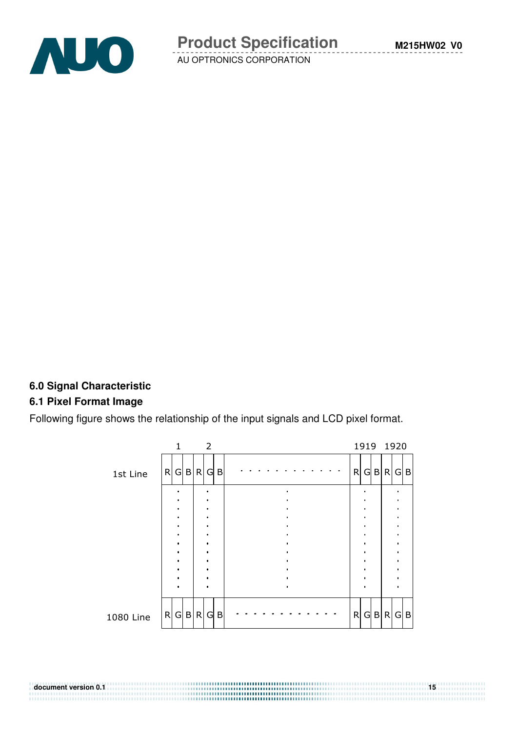## 6.0 Signal Characteristic

### 6.1 Pixel Format Image

Following figure shows the relationship of the input signals and LCD pixel format.

1 2 1919 1920

1st Line R G B R G B . . . . . . . . . . . . R G B R G B

1080 Line R G B R G B . . . . . . . . . . . . R G B R G B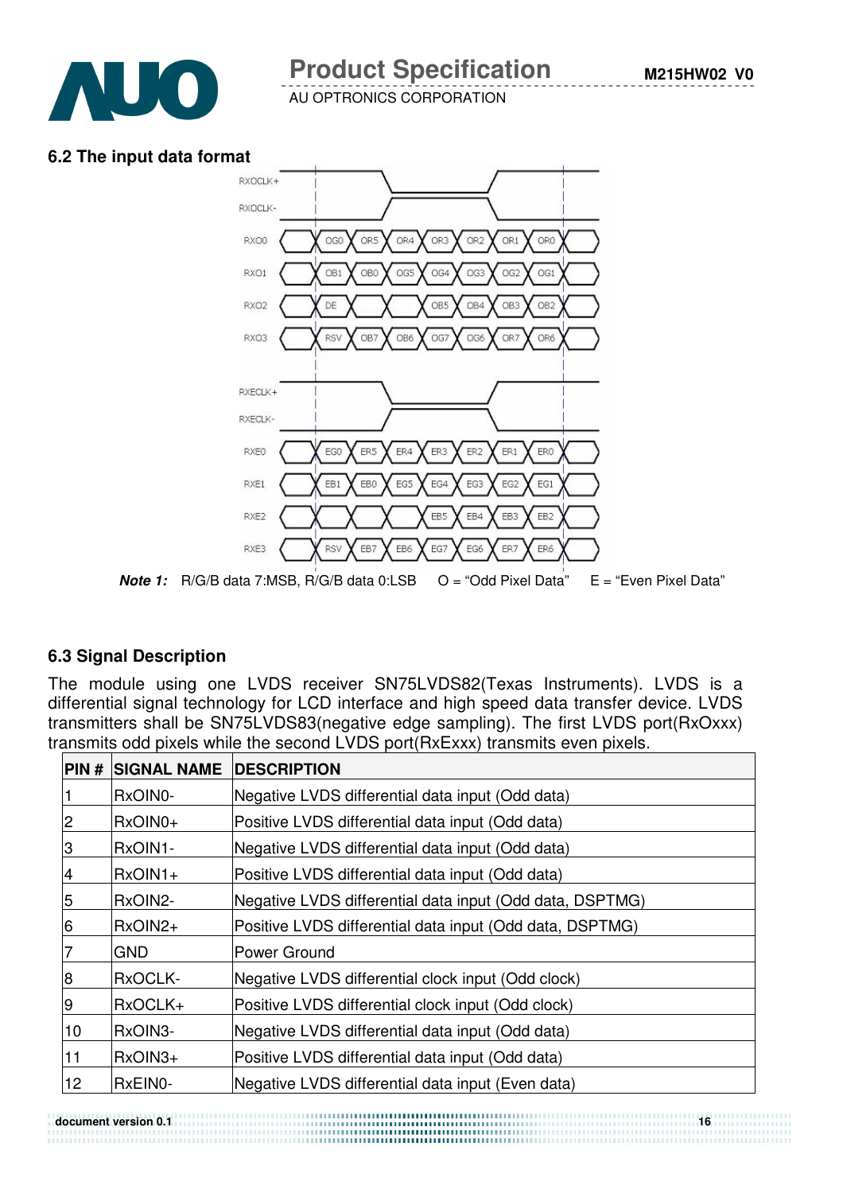## 6.2 The input data format

RXOCLK+

RXOCLK-

RXO0: OG0, OR5, OR4, OR3, OR2, OR1, OR0

RXO1: OB1, OB0, OG5, OG4, OG3, OG2, OG1

RXO2: DE, OB5, OB4, OB3, OB2

RXO3: RSV, OB7, OB6, OG7, OG6, OR7, OR6

RXECLK+

RXECLK-

RXE0: EG0, ER5, ER4, ER3, ER2, ER1, ER0

RXE1: EB1, EB0, EG5, EG4, EG3, EG2, EG1

RXE2: EB5, EB4, EB3, EB2

RXE3: RSV, EB7, EB6, EG7, EG6, ER7, ER6

***Note 1:*** R/G/B data 7:MSB, R/G/B data 0:LSB  O = "Odd Pixel Data"  E = "Even Pixel Data"

## 6.3 Signal Description

The module using one LVDS receiver SN75LVDS82(Texas Instruments). LVDS is a differential signal technology for LCD interface and high speed data transfer device. LVDS transmitters shall be SN75LVDS83(negative edge sampling). The first LVDS port(RxOxxx) transmits odd pixels while the second LVDS port(RxExxx) transmits even pixels.

| PIN # | SIGNAL NAME | DESCRIPTION |
|---|---|---|
| 1 | RxOIN0- | Negative LVDS differential data input (Odd data) |
| 2 | RxOIN0+ | Positive LVDS differential data input (Odd data) |
| 3 | RxOIN1- | Negative LVDS differential data input (Odd data) |
| 4 | RxOIN1+ | Positive LVDS differential data input (Odd data) |
| 5 | RxOIN2- | Negative LVDS differential data input (Odd data, DSPTMG) |
| 6 | RxOIN2+ | Positive LVDS differential data input (Odd data, DSPTMG) |
| 7 | GND | Power Ground |
| 8 | RxOCLK- | Negative LVDS differential clock input (Odd clock) |
| 9 | RxOCLK+ | Positive LVDS differential clock input (Odd clock) |
| 10 | RxOIN3- | Negative LVDS differential data input (Odd data) |
| 11 | RxOIN3+ | Positive LVDS differential data input (Odd data) |
| 12 | RxEIN0- | Negative LVDS differential data input (Even data) |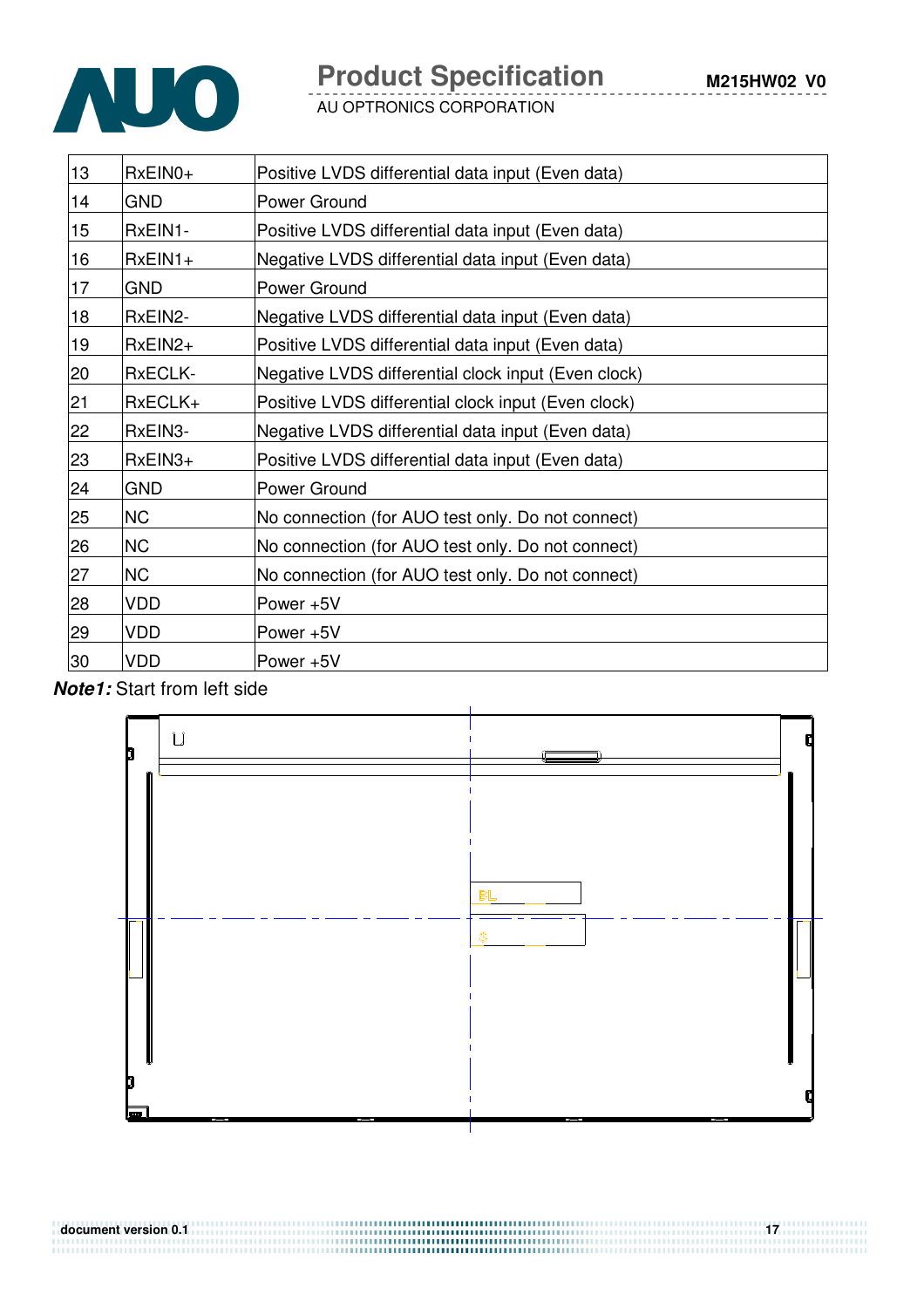| | | |
|---|---|---|
| 13 | RxEIN0+ | Positive LVDS differential data input (Even data) |
| 14 | GND | Power Ground |
| 15 | RxEIN1- | Positive LVDS differential data input (Even data) |
| 16 | RxEIN1+ | Negative LVDS differential data input (Even data) |
| 17 | GND | Power Ground |
| 18 | RxEIN2- | Negative LVDS differential data input (Even data) |
| 19 | RxEIN2+ | Positive LVDS differential data input (Even data) |
| 20 | RxECLK- | Negative LVDS differential clock input (Even clock) |
| 21 | RxECLK+ | Positive LVDS differential clock input (Even clock) |
| 22 | RxEIN3- | Negative LVDS differential data input (Even data) |
| 23 | RxEIN3+ | Positive LVDS differential data input (Even data) |
| 24 | GND | Power Ground |
| 25 | NC | No connection (for AUO test only. Do not connect) |
| 26 | NC | No connection (for AUO test only. Do not connect) |
| 27 | NC | No connection (for AUO test only. Do not connect) |
| 28 | VDD | Power +5V |
| 29 | VDD | Power +5V |
| 30 | VDD | Power +5V |

***Note1:*** Start from left side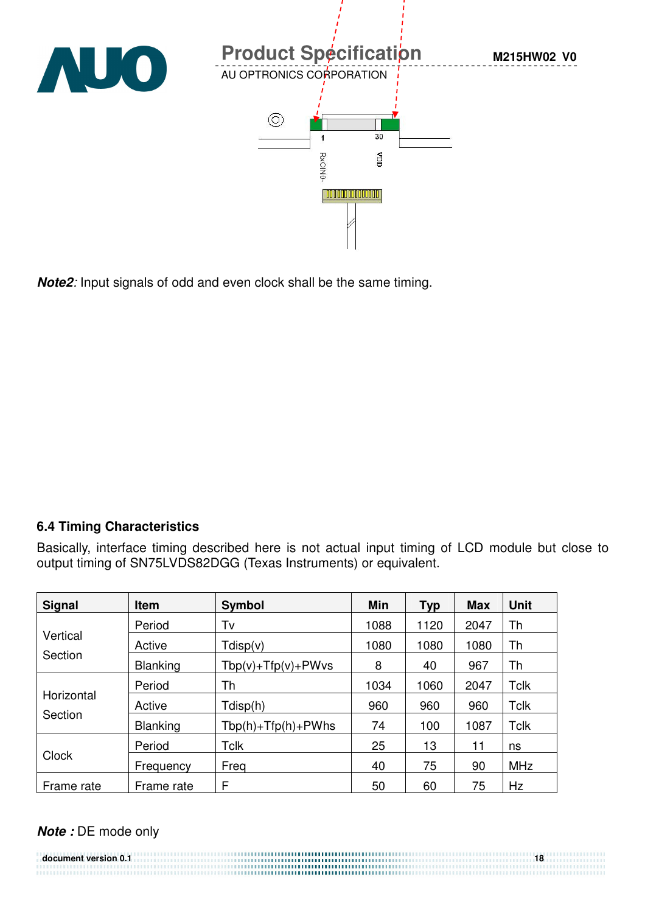1

30

RxOIN0-

VDD

***Note2***: Input signals of odd and even clock shall be the same timing.

### 6.4 Timing Characteristics

Basically, interface timing described here is not actual input timing of LCD module but close to output timing of SN75LVDS82DGG (Texas Instruments) or equivalent.

| Signal | Item | Symbol | Min | Typ | Max | Unit |
|---|---|---|---|---|---|---|
| Vertical Section | Period | Tv | 1088 | 1120 | 2047 | Th |
| | Active | Tdisp(v) | 1080 | 1080 | 1080 | Th |
| | Blanking | Tbp(v)+Tfp(v)+PWvs | 8 | 40 | 967 | Th |
| Horizontal Section | Period | Th | 1034 | 1060 | 2047 | Tclk |
| | Active | Tdisp(h) | 960 | 960 | 960 | Tclk |
| | Blanking | Tbp(h)+Tfp(h)+PWhs | 74 | 100 | 1087 | Tclk |
| Clock | Period | Tclk | 25 | 13 | 11 | ns |
| | Frequency | Freq | 40 | 75 | 90 | MHz |
| Frame rate | Frame rate | F | 50 | 60 | 75 | Hz |

***Note :*** DE mode only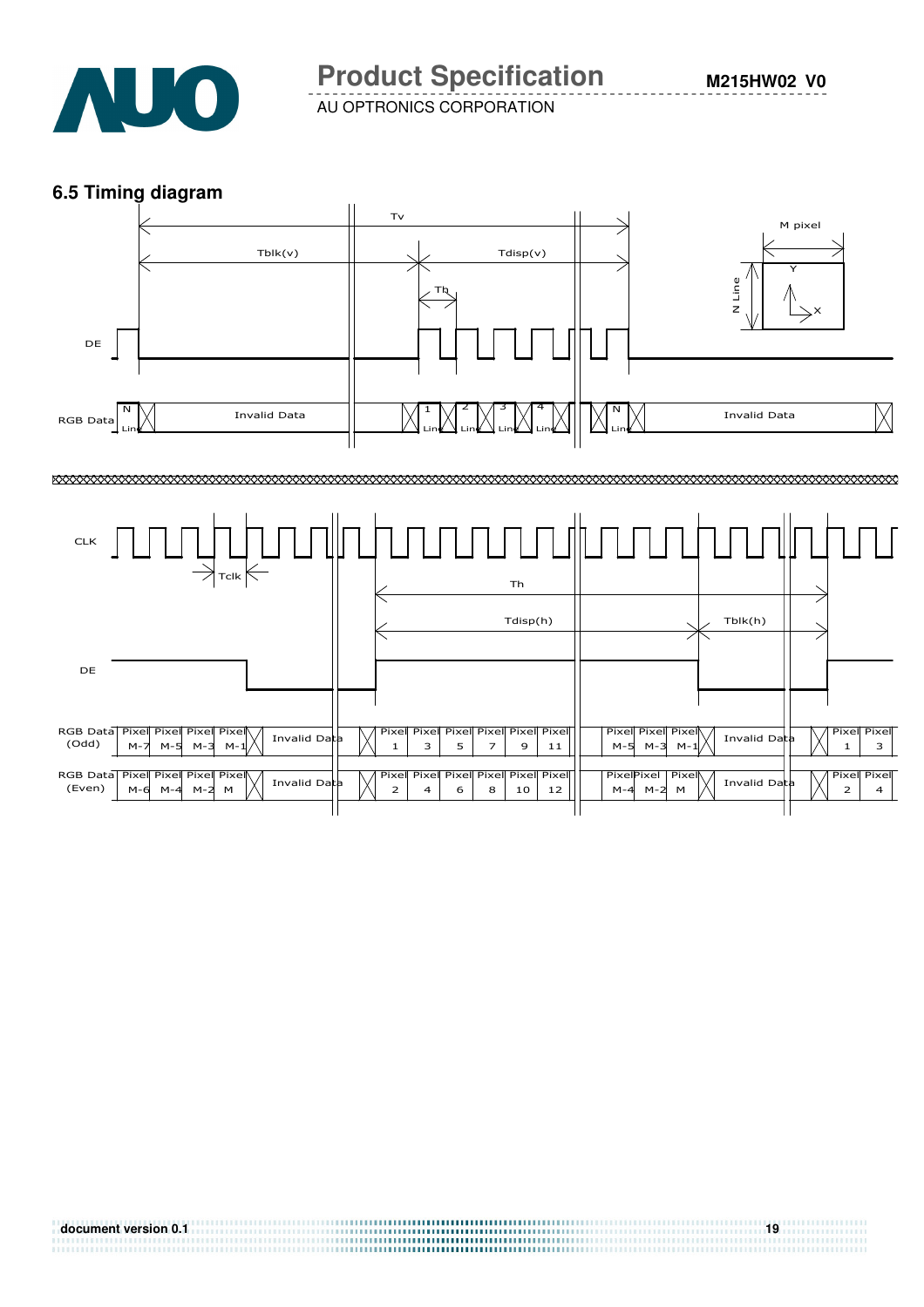## 6.5 Timing diagram

Tv

Tblk(v)

Tdisp(v)

Th

M pixel

N Line

Y

X

DE

RGB Data

N Line

Invalid Data

1 Line

2 Line

3 Line

4 Line

N Line

Invalid Data

CLK

Tclk

Th

Tdisp(h)

Tblk(h)

DE

RGB Data (Odd)

Pixel M-7

Pixel M-5

Pixel M-3

Pixel M-1

Invalid Data

Pixel 1

Pixel 3

Pixel 5

Pixel 7

Pixel 9

Pixel 11

Pixel M-5

Pixel M-3

Pixel M-1

Invalid Data

Pixel 1

Pixel 3

RGB Data (Even)

Pixel M-6

Pixel M-4

Pixel M-2

Pixel M

Invalid Data

Pixel 2

Pixel 4

Pixel 6

Pixel 8

Pixel 10

Pixel 12

Pixel M-4

Pixel M-2

Pixel M

Invalid Data

Pixel 2

Pixel 4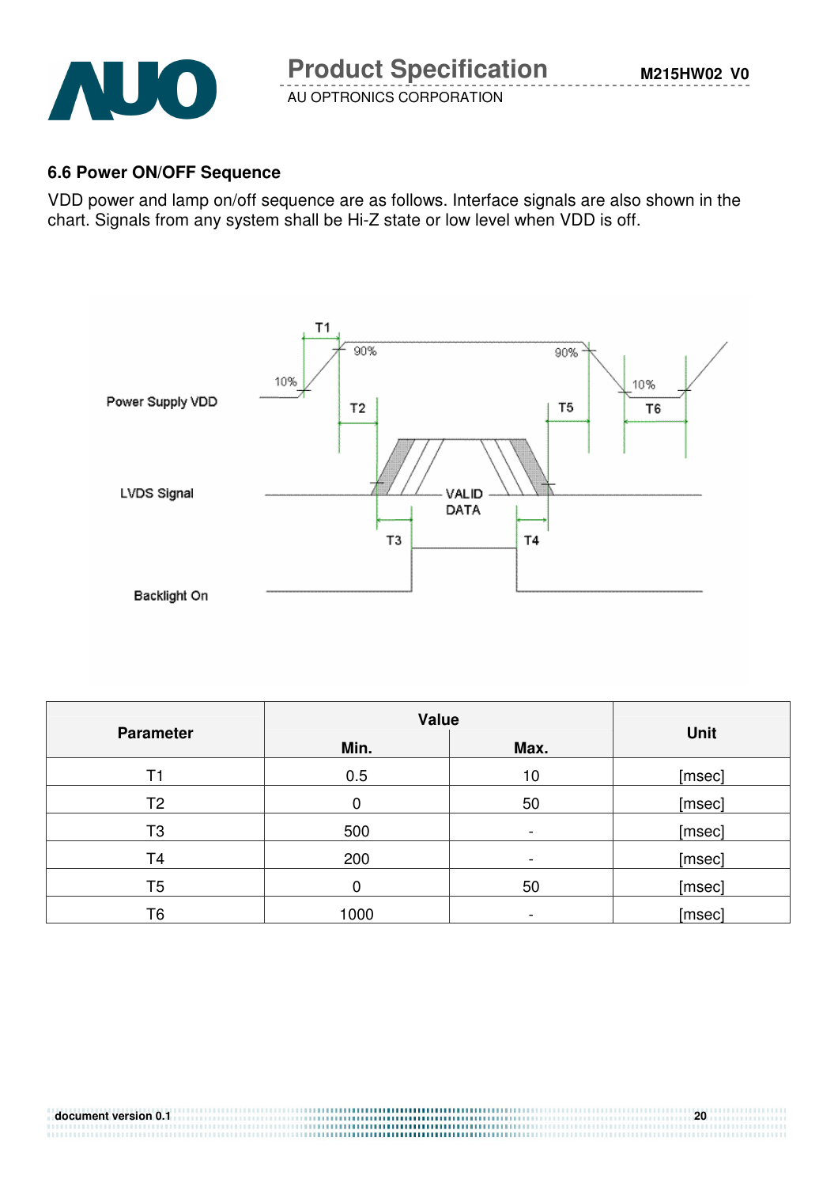### 6.6 Power ON/OFF Sequence

VDD power and lamp on/off sequence are as follows. Interface signals are also shown in the chart. Signals from any system shall be Hi-Z state or low level when VDD is off.

T1
90%
90%
10%
10%
Power Supply VDD
T2
T5
T6
LVDS Signal
VALID DATA
T3
T4
Backlight On

| Parameter | Value | | Unit |
|---|---|---|---|
| | Min. | Max. | |
| T1 | 0.5 | 10 | [msec] |
| T2 | 0 | 50 | [msec] |
| T3 | 500 | - | [msec] |
| T4 | 200 | - | [msec] |
| T5 | 0 | 50 | [msec] |
| T6 | 1000 | - | [msec] |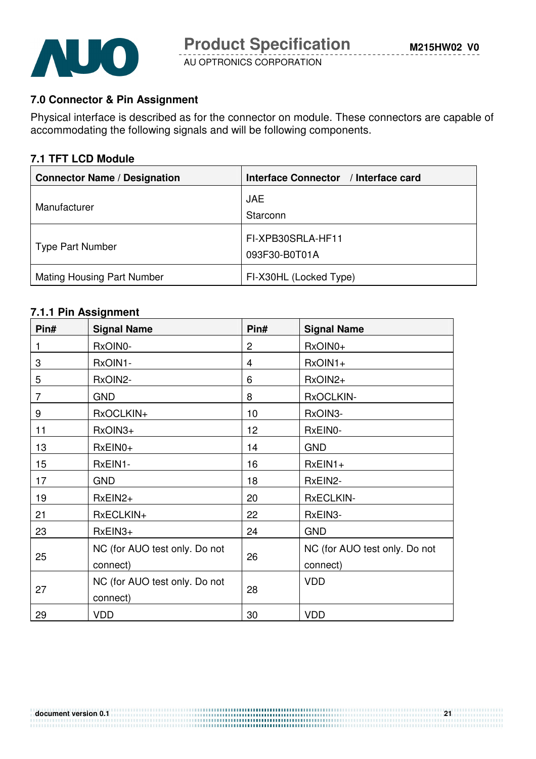## 7.0 Connector & Pin Assignment

Physical interface is described as for the connector on module. These connectors are capable of accommodating the following signals and will be following components.

### 7.1 TFT LCD Module

| Connector Name / Designation | Interface Connector / Interface card |
|---|---|
| Manufacturer | JAE<br>Starconn |
| Type Part Number | FI-XPB30SRLA-HF11<br>093F30-B0T01A |
| Mating Housing Part Number | FI-X30HL (Locked Type) |

### 7.1.1 Pin Assignment

| Pin# | Signal Name | Pin# | Signal Name |
|---|---|---|---|
| 1 | RxOIN0- | 2 | RxOIN0+ |
| 3 | RxOIN1- | 4 | RxOIN1+ |
| 5 | RxOIN2- | 6 | RxOIN2+ |
| 7 | GND | 8 | RxOCLKIN- |
| 9 | RxOCLKIN+ | 10 | RxOIN3- |
| 11 | RxOIN3+ | 12 | RxEIN0- |
| 13 | RxEIN0+ | 14 | GND |
| 15 | RxEIN1- | 16 | RxEIN1+ |
| 17 | GND | 18 | RxEIN2- |
| 19 | RxEIN2+ | 20 | RxECLKIN- |
| 21 | RxECLKIN+ | 22 | RxEIN3- |
| 23 | RxEIN3+ | 24 | GND |
| 25 | NC (for AUO test only. Do not connect) | 26 | NC (for AUO test only. Do not connect) |
| 27 | NC (for AUO test only. Do not connect) | 28 | VDD |
| 29 | VDD | 30 | VDD |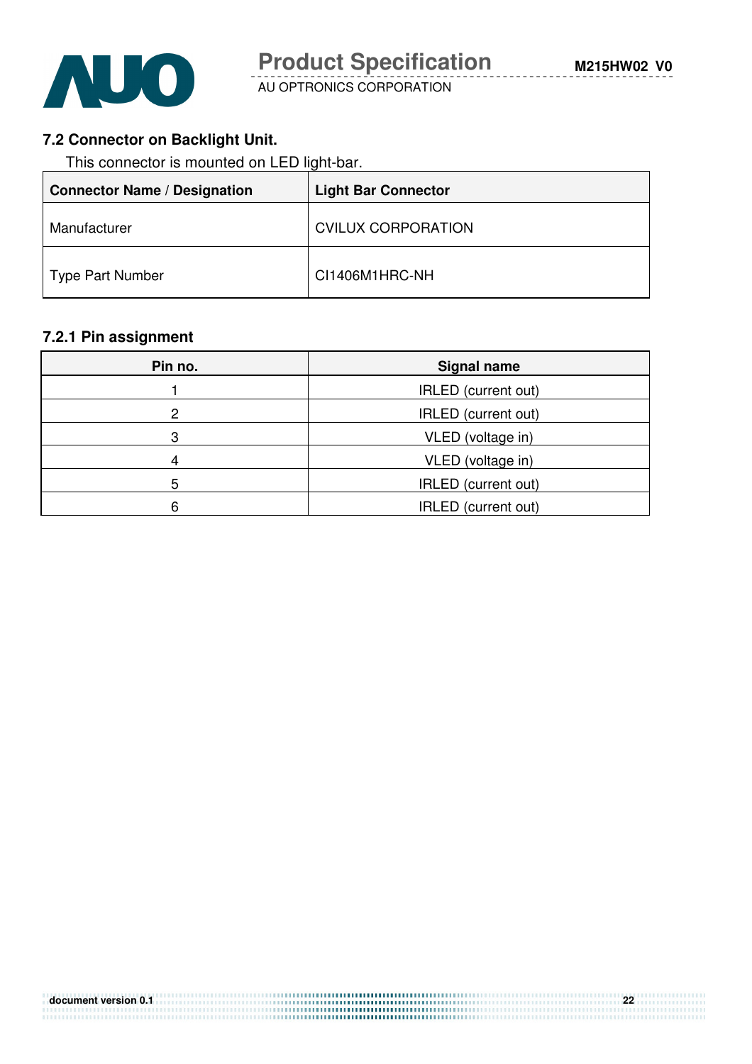### 7.2 Connector on Backlight Unit.

This connector is mounted on LED light-bar.

| Connector Name / Designation | Light Bar Connector |
|---|---|
| Manufacturer | CVILUX CORPORATION |
| Type Part Number | CI1406M1HRC-NH |

#### 7.2.1 Pin assignment

| Pin no. | Signal name |
|---|---|
| 1 | IRLED (current out) |
| 2 | IRLED (current out) |
| 3 | VLED (voltage in) |
| 4 | VLED (voltage in) |
| 5 | IRLED (current out) |
| 6 | IRLED (current out) |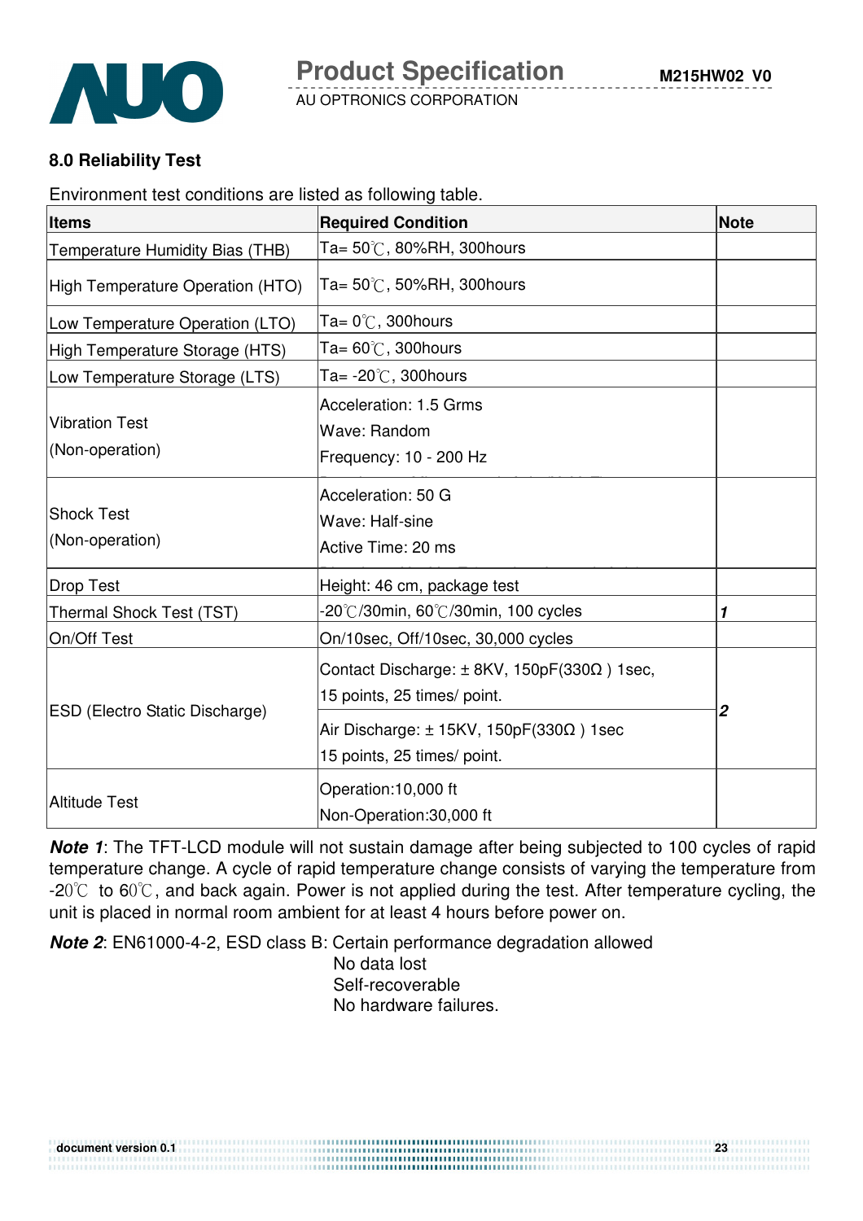## 8.0 Reliability Test

Environment test conditions are listed as following table.

| Items | Required Condition | Note |
|---|---|---|
| Temperature Humidity Bias (THB) | Ta= 50℃, 80%RH, 300hours | |
| High Temperature Operation (HTO) | Ta= 50℃, 50%RH, 300hours | |
| Low Temperature Operation (LTO) | Ta= 0℃, 300hours | |
| High Temperature Storage (HTS) | Ta= 60℃, 300hours | |
| Low Temperature Storage (LTS) | Ta= -20℃, 300hours | |
| Vibration Test (Non-operation) | Acceleration: 1.5 Grms<br>Wave: Random<br>Frequency: 10 - 200 Hz | |
| Shock Test (Non-operation) | Acceleration: 50 G<br>Wave: Half-sine<br>Active Time: 20 ms | |
| Drop Test | Height: 46 cm, package test | |
| Thermal Shock Test (TST) | -20℃/30min, 60℃/30min, 100 cycles | ***1*** |
| On/Off Test | On/10sec, Off/10sec, 30,000 cycles | |
| ESD (Electro Static Discharge) | Contact Discharge: ± 8KV, 150pF(330Ω ) 1sec, 15 points, 25 times/ point.<br>Air Discharge: ± 15KV, 150pF(330Ω ) 1sec 15 points, 25 times/ point. | ***2*** |
| Altitude Test | Operation:10,000 ft<br>Non-Operation:30,000 ft | |

***Note 1***: The TFT-LCD module will not sustain damage after being subjected to 100 cycles of rapid temperature change. A cycle of rapid temperature change consists of varying the temperature from -20℃ to 60℃, and back again. Power is not applied during the test. After temperature cycling, the unit is placed in normal room ambient for at least 4 hours before power on.

***Note 2***: EN61000-4-2, ESD class B: Certain performance degradation allowed
No data lost
Self-recoverable
No hardware failures.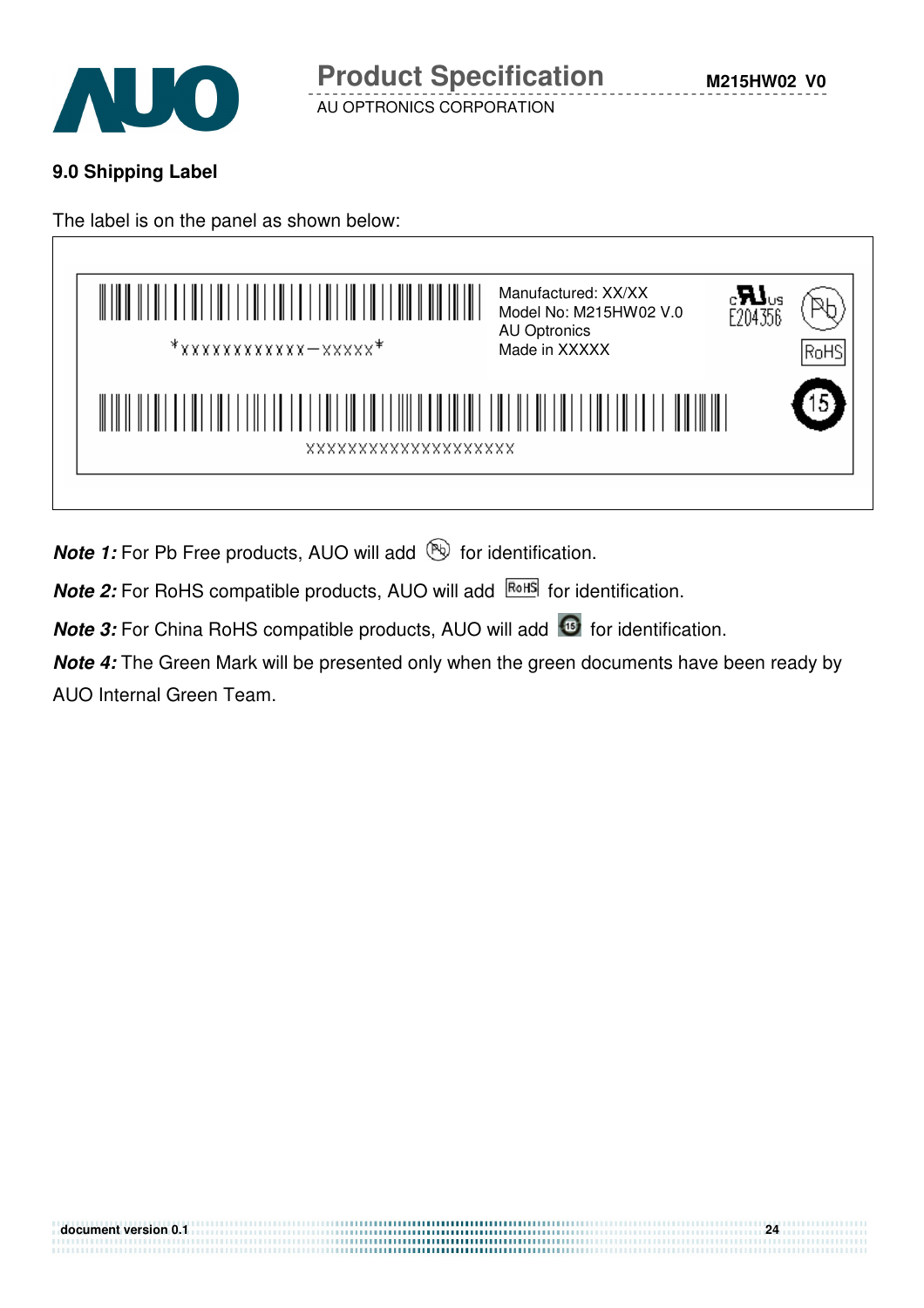### 9.0 Shipping Label

The label is on the panel as shown below:

*XXXXXXXXXXXX-XXXXX*

Manufactured: XX/XX
Model No: M215HW02 V.0
AU Optronics
Made in XXXXX

E204356

RoHS

15

XXXXXXXXXXXXXXXXXXXX

***Note 1:*** For Pb Free products, AUO will add (Pb) for identification.

***Note 2:*** For RoHS compatible products, AUO will add RoHS for identification.

***Note 3:*** For China RoHS compatible products, AUO will add (15) for identification.

***Note 4:*** The Green Mark will be presented only when the green documents have been ready by AUO Internal Green Team.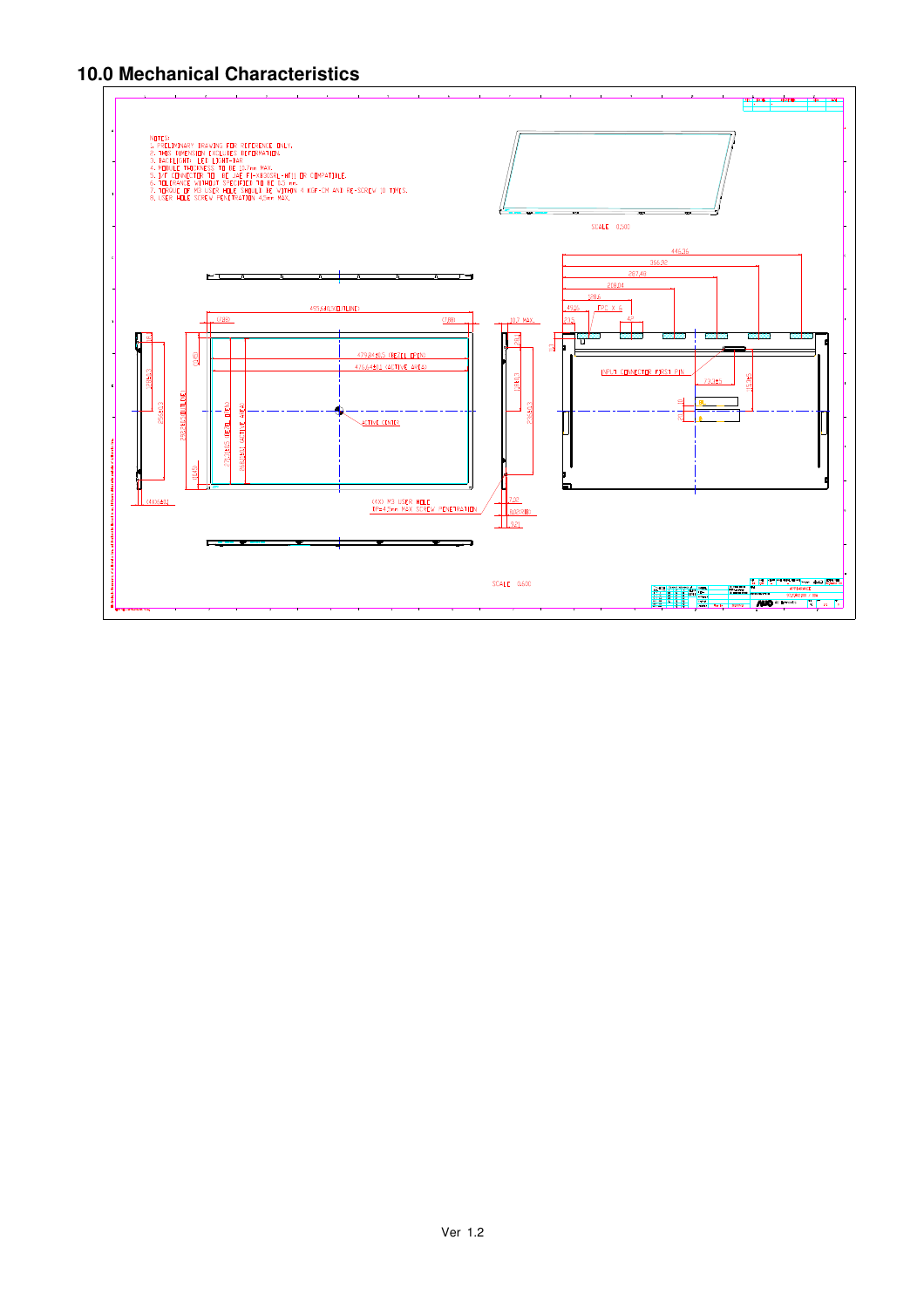## 10.0 Mechanical Characteristics

NOTES:
1. PRELIMINARY DRAWING FOR REFERENCE ONLY.
2. THIS DIMENSION EXCLUDES REFORMATION.
3. BACKLIGHT: LED LIGHT-BAR
4. MODULE THICKNESS TO BE 10.7mm MAX.
5. I/F CONNECTOR TO BE JAE FI-XB30SRL-HF11 OR COMPATIBLE.
6. TOLERANCE WITHOUT SPECIFIED TO BE 0.5 mm.
7. TORQUE OF M3 USER HOLE SHOULD BE WITHIN 4 KGF-CM AND RE-SCREW 10 TIMES.
8. USER HOLE SCREW PENETRATION 4.5mm MAX.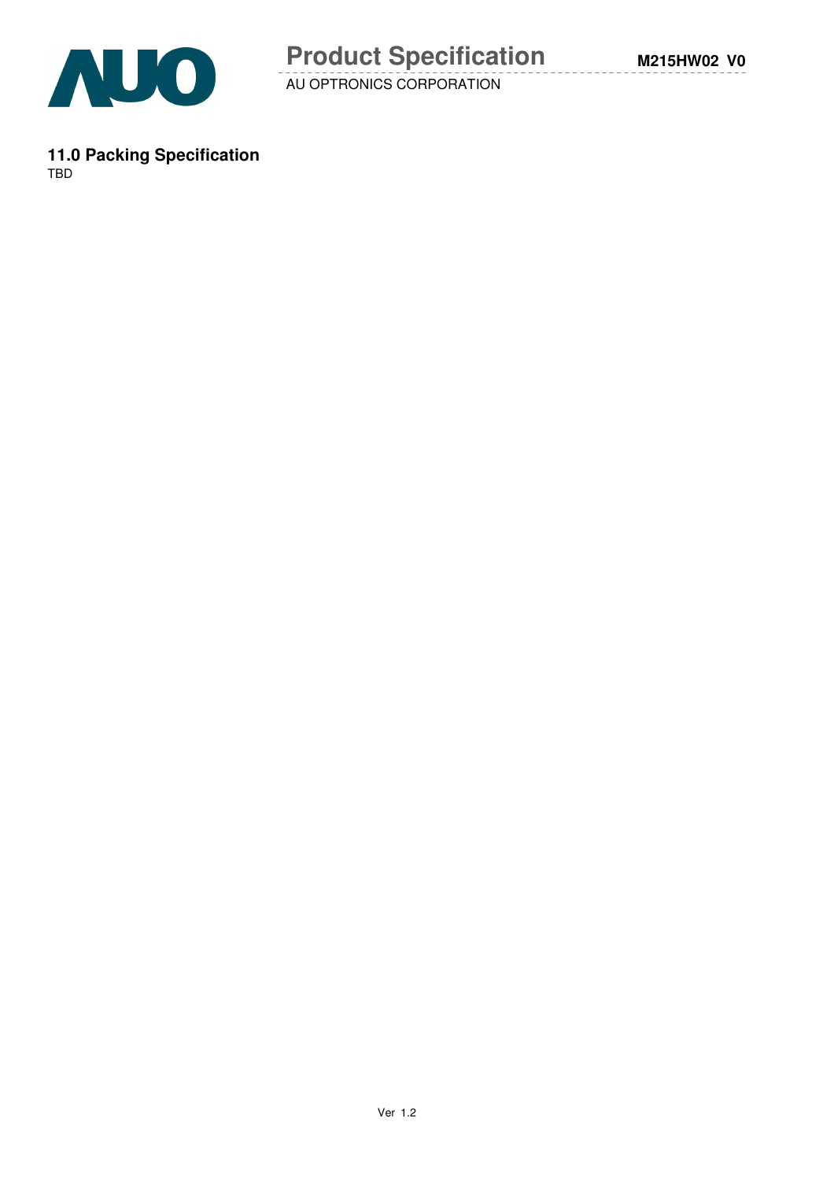## 11.0 Packing Specification

TBD